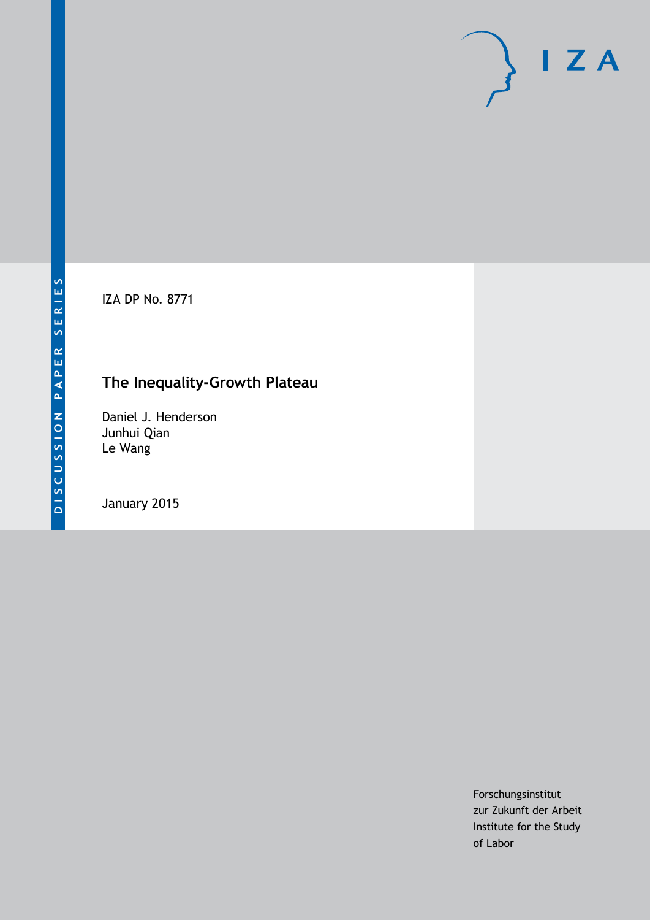DISCUSSION PAPER SERIES

IZA DP No. 8771

# The Inequality-Growth Plateau

Daniel J. Henderson
Junhui Qian
Le Wang

January 2015

Forschungsinstitut
zur Zukunft der Arbeit
Institute for the Study
of Labor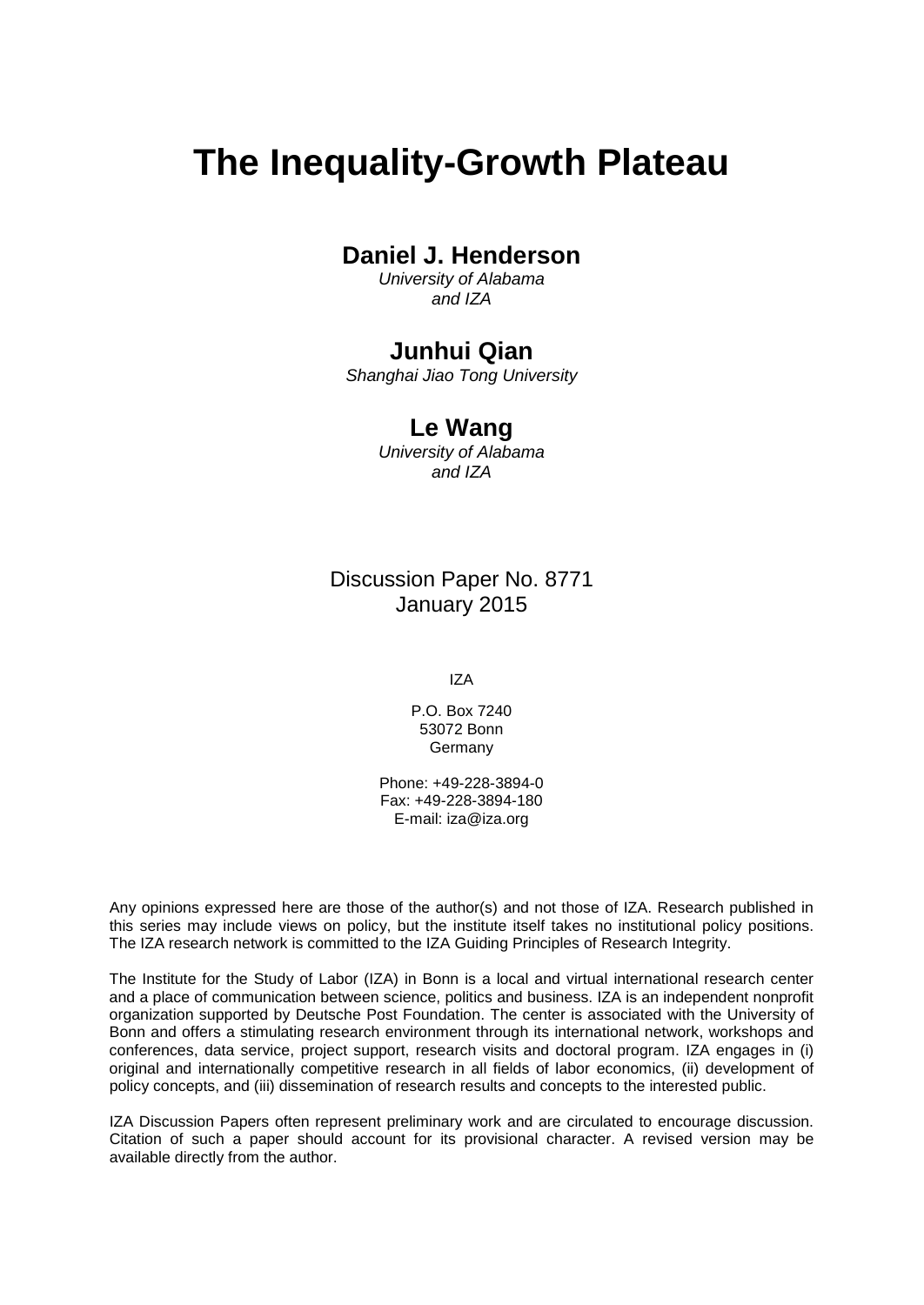# The Inequality-Growth Plateau

## Daniel J. Henderson

*University of Alabama and IZA*

## Junhui Qian

*Shanghai Jiao Tong University*

## Le Wang

*University of Alabama and IZA*

Discussion Paper No. 8771
January 2015

IZA

P.O. Box 7240
53072 Bonn
Germany

Phone: +49-228-3894-0
Fax: +49-228-3894-180
E-mail: iza@iza.org

Any opinions expressed here are those of the author(s) and not those of IZA. Research published in this series may include views on policy, but the institute itself takes no institutional policy positions. The IZA research network is committed to the IZA Guiding Principles of Research Integrity.

The Institute for the Study of Labor (IZA) in Bonn is a local and virtual international research center and a place of communication between science, politics and business. IZA is an independent nonprofit organization supported by Deutsche Post Foundation. The center is associated with the University of Bonn and offers a stimulating research environment through its international network, workshops and conferences, data service, project support, research visits and doctoral program. IZA engages in (i) original and internationally competitive research in all fields of labor economics, (ii) development of policy concepts, and (iii) dissemination of research results and concepts to the interested public.

IZA Discussion Papers often represent preliminary work and are circulated to encourage discussion. Citation of such a paper should account for its provisional character. A revised version may be available directly from the author.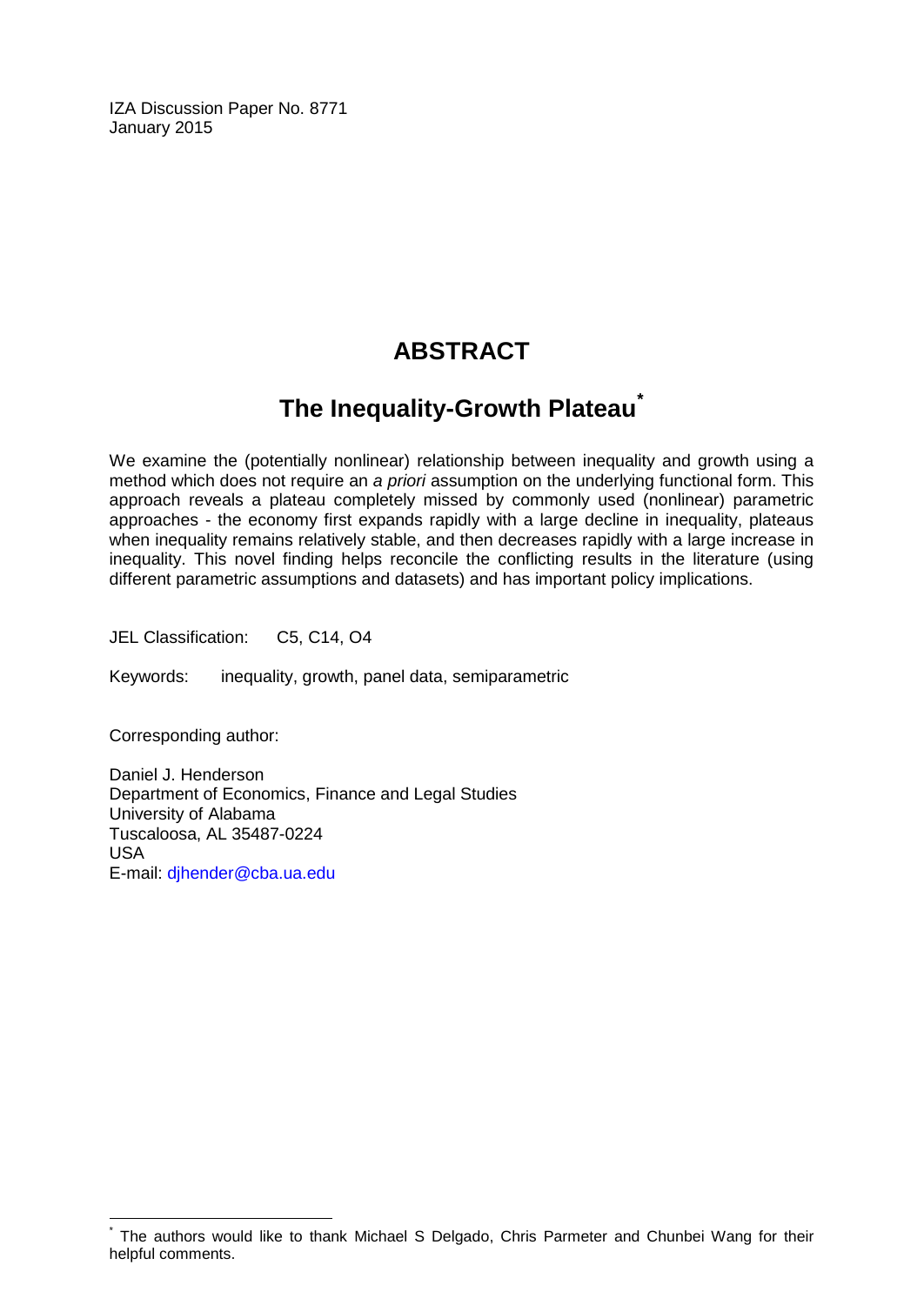IZA Discussion Paper No. 8771
January 2015

# ABSTRACT

## The Inequality-Growth Plateau[*]

We examine the (potentially nonlinear) relationship between inequality and growth using a method which does not require an *a priori* assumption on the underlying functional form. This approach reveals a plateau completely missed by commonly used (nonlinear) parametric approaches - the economy first expands rapidly with a large decline in inequality, plateaus when inequality remains relatively stable, and then decreases rapidly with a large increase in inequality. This novel finding helps reconcile the conflicting results in the literature (using different parametric assumptions and datasets) and has important policy implications.

JEL Classification: C5, C14, O4

Keywords: inequality, growth, panel data, semiparametric

Corresponding author:

Daniel J. Henderson
Department of Economics, Finance and Legal Studies
University of Alabama
Tuscaloosa, AL 35487-0224
USA
E-mail: djhender@cba.ua.edu

[*] The authors would like to thank Michael S Delgado, Chris Parmeter and Chunbei Wang for their helpful comments.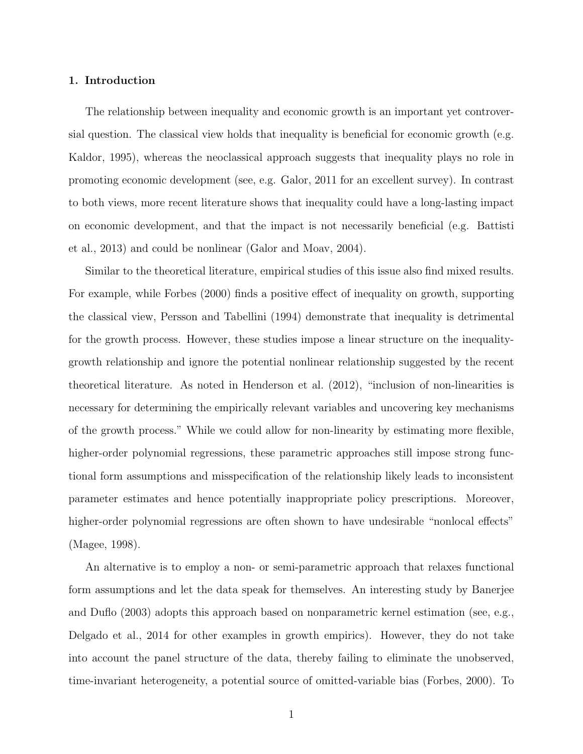## 1. Introduction

The relationship between inequality and economic growth is an important yet controversial question. The classical view holds that inequality is beneficial for economic growth (e.g. Kaldor, 1995), whereas the neoclassical approach suggests that inequality plays no role in promoting economic development (see, e.g. Galor, 2011 for an excellent survey). In contrast to both views, more recent literature shows that inequality could have a long-lasting impact on economic development, and that the impact is not necessarily beneficial (e.g. Battisti et al., 2013) and could be nonlinear (Galor and Moav, 2004).

Similar to the theoretical literature, empirical studies of this issue also find mixed results. For example, while Forbes (2000) finds a positive effect of inequality on growth, supporting the classical view, Persson and Tabellini (1994) demonstrate that inequality is detrimental for the growth process. However, these studies impose a linear structure on the inequality-growth relationship and ignore the potential nonlinear relationship suggested by the recent theoretical literature. As noted in Henderson et al. (2012), "inclusion of non-linearities is necessary for determining the empirically relevant variables and uncovering key mechanisms of the growth process." While we could allow for non-linearity by estimating more flexible, higher-order polynomial regressions, these parametric approaches still impose strong functional form assumptions and misspecification of the relationship likely leads to inconsistent parameter estimates and hence potentially inappropriate policy prescriptions. Moreover, higher-order polynomial regressions are often shown to have undesirable "nonlocal effects" (Magee, 1998).

An alternative is to employ a non- or semi-parametric approach that relaxes functional form assumptions and let the data speak for themselves. An interesting study by Banerjee and Duflo (2003) adopts this approach based on nonparametric kernel estimation (see, e.g., Delgado et al., 2014 for other examples in growth empirics). However, they do not take into account the panel structure of the data, thereby failing to eliminate the unobserved, time-invariant heterogeneity, a potential source of omitted-variable bias (Forbes, 2000). To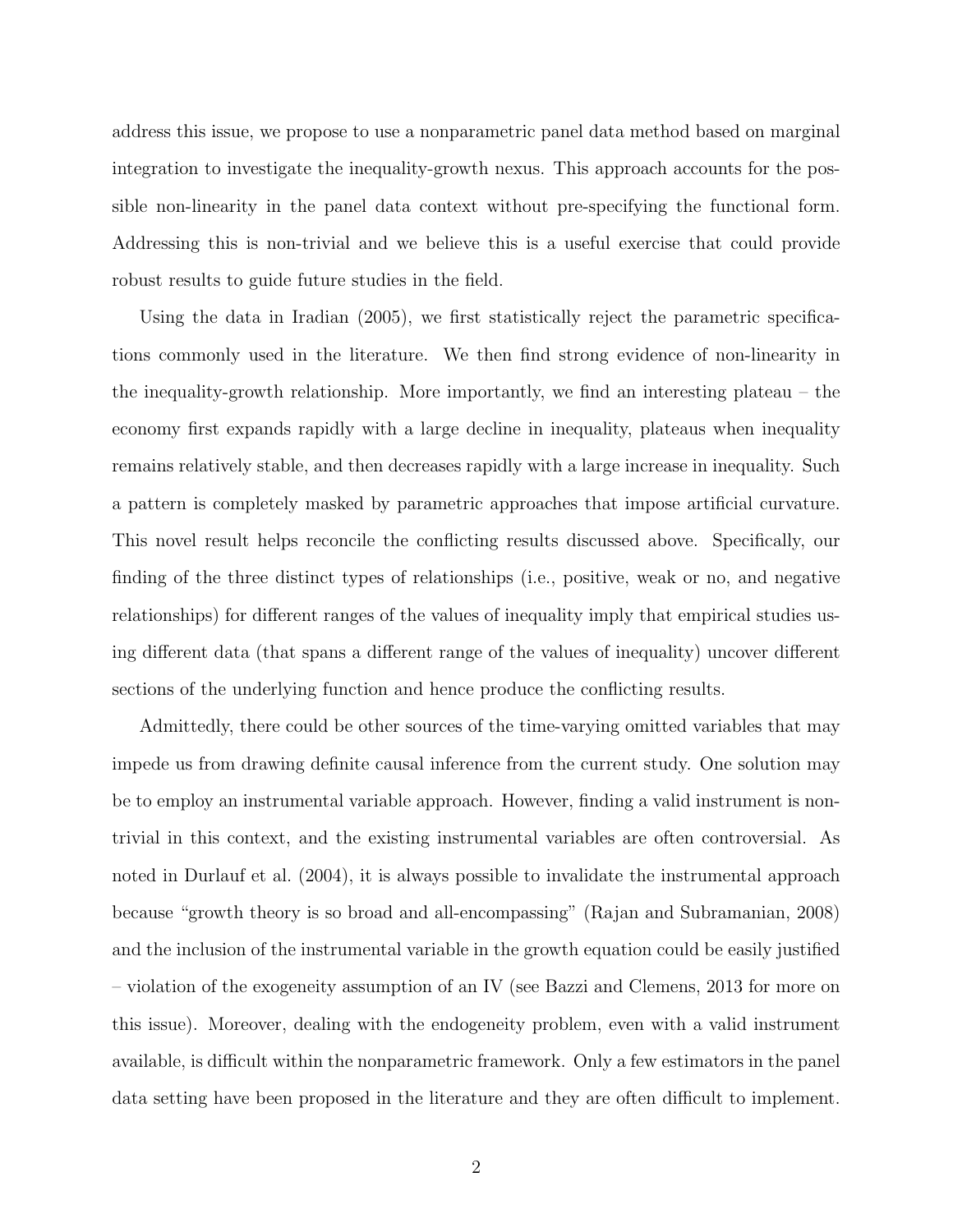address this issue, we propose to use a nonparametric panel data method based on marginal integration to investigate the inequality-growth nexus. This approach accounts for the possible non-linearity in the panel data context without pre-specifying the functional form. Addressing this is non-trivial and we believe this is a useful exercise that could provide robust results to guide future studies in the field.

Using the data in Iradian (2005), we first statistically reject the parametric specifications commonly used in the literature. We then find strong evidence of non-linearity in the inequality-growth relationship. More importantly, we find an interesting plateau – the economy first expands rapidly with a large decline in inequality, plateaus when inequality remains relatively stable, and then decreases rapidly with a large increase in inequality. Such a pattern is completely masked by parametric approaches that impose artificial curvature. This novel result helps reconcile the conflicting results discussed above. Specifically, our finding of the three distinct types of relationships (i.e., positive, weak or no, and negative relationships) for different ranges of the values of inequality imply that empirical studies using different data (that spans a different range of the values of inequality) uncover different sections of the underlying function and hence produce the conflicting results.

Admittedly, there could be other sources of the time-varying omitted variables that may impede us from drawing definite causal inference from the current study. One solution may be to employ an instrumental variable approach. However, finding a valid instrument is non-trivial in this context, and the existing instrumental variables are often controversial. As noted in Durlauf et al. (2004), it is always possible to invalidate the instrumental approach because "growth theory is so broad and all-encompassing" (Rajan and Subramanian, 2008) and the inclusion of the instrumental variable in the growth equation could be easily justified – violation of the exogeneity assumption of an IV (see Bazzi and Clemens, 2013 for more on this issue). Moreover, dealing with the endogeneity problem, even with a valid instrument available, is difficult within the nonparametric framework. Only a few estimators in the panel data setting have been proposed in the literature and they are often difficult to implement.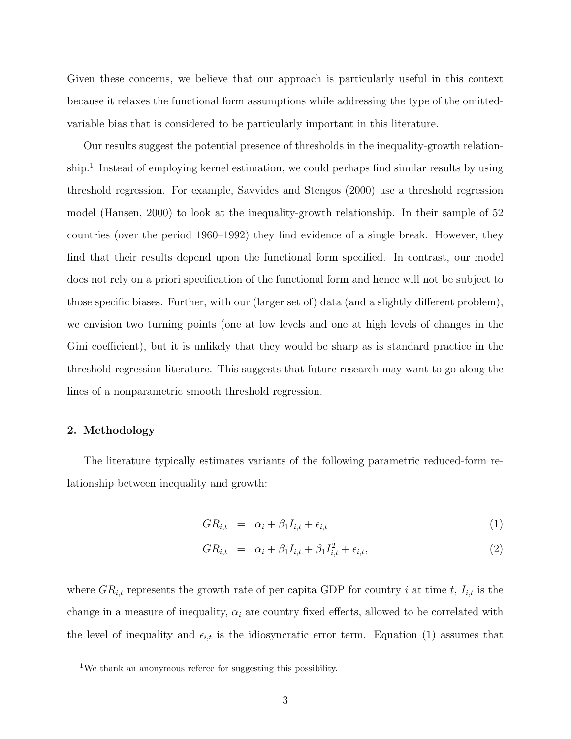Given these concerns, we believe that our approach is particularly useful in this context because it relaxes the functional form assumptions while addressing the type of the omitted-variable bias that is considered to be particularly important in this literature.

Our results suggest the potential presence of thresholds in the inequality-growth relationship.[1] Instead of employing kernel estimation, we could perhaps find similar results by using threshold regression. For example, Savvides and Stengos (2000) use a threshold regression model (Hansen, 2000) to look at the inequality-growth relationship. In their sample of 52 countries (over the period 1960–1992) they find evidence of a single break. However, they find that their results depend upon the functional form specified. In contrast, our model does not rely on a priori specification of the functional form and hence will not be subject to those specific biases. Further, with our (larger set of) data (and a slightly different problem), we envision two turning points (one at low levels and one at high levels of changes in the Gini coefficient), but it is unlikely that they would be sharp as is standard practice in the threshold regression literature. This suggests that future research may want to go along the lines of a nonparametric smooth threshold regression.

## 2. Methodology

The literature typically estimates variants of the following parametric reduced-form relationship between inequality and growth:

$$GR_{i,t} = \alpha_i + \beta_1 I_{i,t} + \epsilon_{i,t} \tag{1}$$

$$GR_{i,t} = \alpha_i + \beta_1 I_{i,t} + \beta_1 I_{i,t}^2 + \epsilon_{i,t}, \tag{2}$$

where $GR_{i,t}$ represents the growth rate of per capita GDP for country $i$ at time $t$, $I_{i,t}$ is the change in a measure of inequality, $\alpha_i$ are country fixed effects, allowed to be correlated with the level of inequality and $\epsilon_{i,t}$ is the idiosyncratic error term. Equation (1) assumes that

[1] We thank an anonymous referee for suggesting this possibility.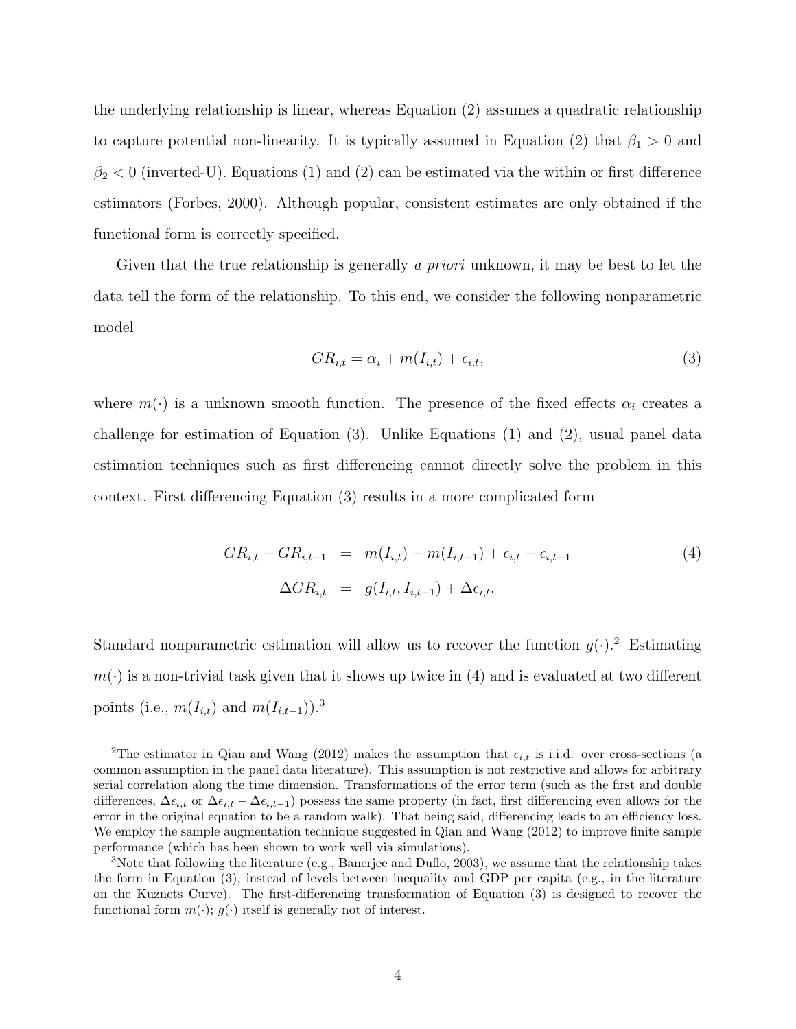the underlying relationship is linear, whereas Equation (2) assumes a quadratic relationship to capture potential non-linearity. It is typically assumed in Equation (2) that $\beta_1 > 0$ and $\beta_2 < 0$ (inverted-U). Equations (1) and (2) can be estimated via the within or first difference estimators (Forbes, 2000). Although popular, consistent estimates are only obtained if the functional form is correctly specified.

Given that the true relationship is generally *a priori* unknown, it may be best to let the data tell the form of the relationship. To this end, we consider the following nonparametric model

$$GR_{i,t} = \alpha_i + m(I_{i,t}) + \epsilon_{i,t}, \tag{3}$$

where $m(\cdot)$ is a unknown smooth function. The presence of the fixed effects $\alpha_i$ creates a challenge for estimation of Equation (3). Unlike Equations (1) and (2), usual panel data estimation techniques such as first differencing cannot directly solve the problem in this context. First differencing Equation (3) results in a more complicated form

$$\begin{aligned} GR_{i,t} - GR_{i,t-1} &= m(I_{i,t}) - m(I_{i,t-1}) + \epsilon_{i,t} - \epsilon_{i,t-1} \\ \Delta GR_{i,t} &= g(I_{i,t}, I_{i,t-1}) + \Delta\epsilon_{i,t}. \end{aligned} \tag{4}$$

Standard nonparametric estimation will allow us to recover the function $g(\cdot)$.[2] Estimating $m(\cdot)$ is a non-trivial task given that it shows up twice in (4) and is evaluated at two different points (i.e., $m(I_{i,t})$ and $m(I_{i,t-1})$).[3]

[2] The estimator in Qian and Wang (2012) makes the assumption that $\epsilon_{i,t}$ is i.i.d. over cross-sections (a common assumption in the panel data literature). This assumption is not restrictive and allows for arbitrary serial correlation along the time dimension. Transformations of the error term (such as the first and double differences, $\Delta\epsilon_{i,t}$ or $\Delta\epsilon_{i,t} - \Delta\epsilon_{i,t-1}$) possess the same property (in fact, first differencing even allows for the error in the original equation to be a random walk). That being said, differencing leads to an efficiency loss. We employ the sample augmentation technique suggested in Qian and Wang (2012) to improve finite sample performance (which has been shown to work well via simulations).

[3] Note that following the literature (e.g., Banerjee and Duflo, 2003), we assume that the relationship takes the form in Equation (3), instead of levels between inequality and GDP per capita (e.g., in the literature on the Kuznets Curve). The first-differencing transformation of Equation (3) is designed to recover the functional form $m(\cdot)$; $g(\cdot)$ itself is generally not of interest.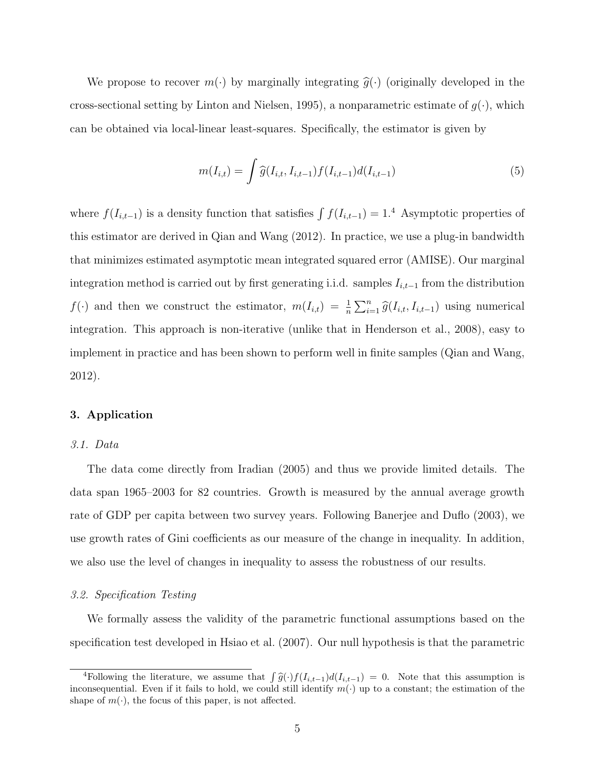We propose to recover $m(\cdot)$ by marginally integrating $\widehat{g}(\cdot)$ (originally developed in the cross-sectional setting by Linton and Nielsen, 1995), a nonparametric estimate of $g(\cdot)$, which can be obtained via local-linear least-squares. Specifically, the estimator is given by

$$m(I_{i,t}) = \int \widehat{g}(I_{i,t}, I_{i,t-1}) f(I_{i,t-1}) d(I_{i,t-1}) \tag{5}$$

where $f(I_{i,t-1})$ is a density function that satisfies $\int f(I_{i,t-1}) = 1$.[4] Asymptotic properties of this estimator are derived in Qian and Wang (2012). In practice, we use a plug-in bandwidth that minimizes estimated asymptotic mean integrated squared error (AMISE). Our marginal integration method is carried out by first generating i.i.d. samples $I_{i,t-1}$ from the distribution $f(\cdot)$ and then we construct the estimator, $m(I_{i,t}) = \frac{1}{n}\sum_{i=1}^{n} \widehat{g}(I_{i,t}, I_{i,t-1})$ using numerical integration. This approach is non-iterative (unlike that in Henderson et al., 2008), easy to implement in practice and has been shown to perform well in finite samples (Qian and Wang, 2012).

## 3. Application

### *3.1. Data*

The data come directly from Iradian (2005) and thus we provide limited details. The data span 1965–2003 for 82 countries. Growth is measured by the annual average growth rate of GDP per capita between two survey years. Following Banerjee and Duflo (2003), we use growth rates of Gini coefficients as our measure of the change in inequality. In addition, we also use the level of changes in inequality to assess the robustness of our results.

### *3.2. Specification Testing*

We formally assess the validity of the parametric functional assumptions based on the specification test developed in Hsiao et al. (2007). Our null hypothesis is that the parametric

[4] Following the literature, we assume that $\int \widehat{g}(\cdot) f(I_{i,t-1}) d(I_{i,t-1}) = 0$. Note that this assumption is inconsequential. Even if it fails to hold, we could still identify $m(\cdot)$ up to a constant; the estimation of the shape of $m(\cdot)$, the focus of this paper, is not affected.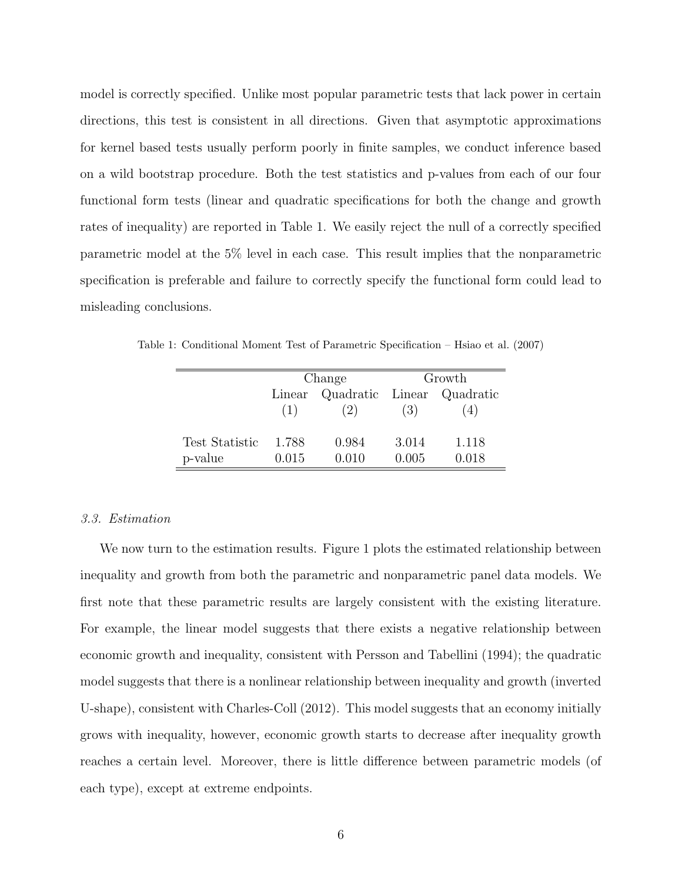model is correctly specified. Unlike most popular parametric tests that lack power in certain directions, this test is consistent in all directions. Given that asymptotic approximations for kernel based tests usually perform poorly in finite samples, we conduct inference based on a wild bootstrap procedure. Both the test statistics and p-values from each of our four functional form tests (linear and quadratic specifications for both the change and growth rates of inequality) are reported in Table 1. We easily reject the null of a correctly specified parametric model at the 5% level in each case. This result implies that the nonparametric specification is preferable and failure to correctly specify the functional form could lead to misleading conclusions.

Table 1: Conditional Moment Test of Parametric Specification – Hsiao et al. (2007)

| | Change | | Growth | |
|---|---|---|---|---|
| | Linear (1) | Quadratic (2) | Linear (3) | Quadratic (4) |
| Test Statistic | 1.788 | 0.984 | 3.014 | 1.118 |
| p-value | 0.015 | 0.010 | 0.005 | 0.018 |

### *3.3. Estimation*

We now turn to the estimation results. Figure 1 plots the estimated relationship between inequality and growth from both the parametric and nonparametric panel data models. We first note that these parametric results are largely consistent with the existing literature. For example, the linear model suggests that there exists a negative relationship between economic growth and inequality, consistent with Persson and Tabellini (1994); the quadratic model suggests that there is a nonlinear relationship between inequality and growth (inverted U-shape), consistent with Charles-Coll (2012). This model suggests that an economy initially grows with inequality, however, economic growth starts to decrease after inequality growth reaches a certain level. Moreover, there is little difference between parametric models (of each type), except at extreme endpoints.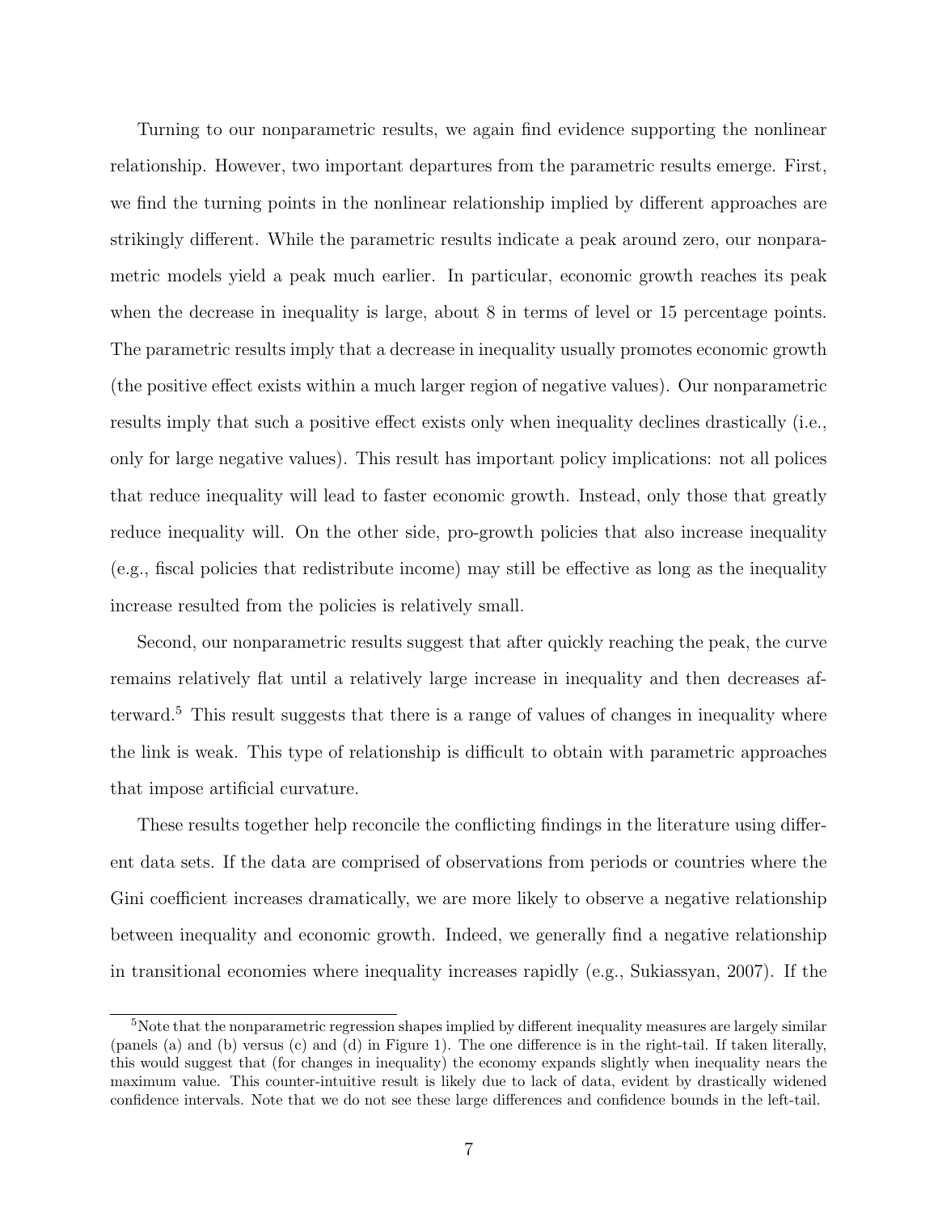Turning to our nonparametric results, we again find evidence supporting the nonlinear relationship. However, two important departures from the parametric results emerge. First, we find the turning points in the nonlinear relationship implied by different approaches are strikingly different. While the parametric results indicate a peak around zero, our nonparametric models yield a peak much earlier. In particular, economic growth reaches its peak when the decrease in inequality is large, about 8 in terms of level or 15 percentage points. The parametric results imply that a decrease in inequality usually promotes economic growth (the positive effect exists within a much larger region of negative values). Our nonparametric results imply that such a positive effect exists only when inequality declines drastically (i.e., only for large negative values). This result has important policy implications: not all polices that reduce inequality will lead to faster economic growth. Instead, only those that greatly reduce inequality will. On the other side, pro-growth policies that also increase inequality (e.g., fiscal policies that redistribute income) may still be effective as long as the inequality increase resulted from the policies is relatively small.

Second, our nonparametric results suggest that after quickly reaching the peak, the curve remains relatively flat until a relatively large increase in inequality and then decreases afterward.[5] This result suggests that there is a range of values of changes in inequality where the link is weak. This type of relationship is difficult to obtain with parametric approaches that impose artificial curvature.

These results together help reconcile the conflicting findings in the literature using different data sets. If the data are comprised of observations from periods or countries where the Gini coefficient increases dramatically, we are more likely to observe a negative relationship between inequality and economic growth. Indeed, we generally find a negative relationship in transitional economies where inequality increases rapidly (e.g., Sukiassyan, 2007). If the

[5] Note that the nonparametric regression shapes implied by different inequality measures are largely similar (panels (a) and (b) versus (c) and (d) in Figure 1). The one difference is in the right-tail. If taken literally, this would suggest that (for changes in inequality) the economy expands slightly when inequality nears the maximum value. This counter-intuitive result is likely due to lack of data, evident by drastically widened confidence intervals. Note that we do not see these large differences and confidence bounds in the left-tail.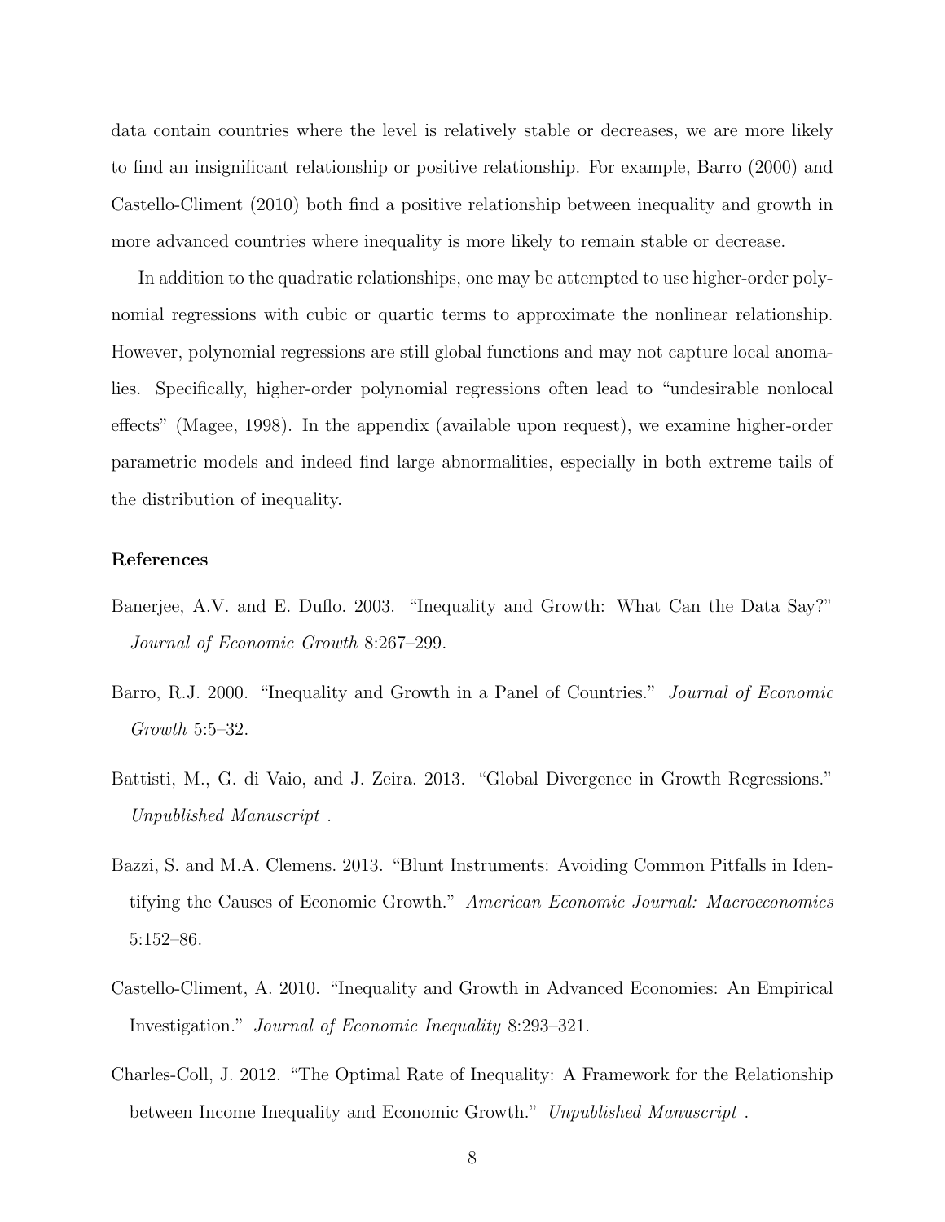data contain countries where the level is relatively stable or decreases, we are more likely to find an insignificant relationship or positive relationship. For example, Barro (2000) and Castello-Climent (2010) both find a positive relationship between inequality and growth in more advanced countries where inequality is more likely to remain stable or decrease.

In addition to the quadratic relationships, one may be attempted to use higher-order polynomial regressions with cubic or quartic terms to approximate the nonlinear relationship. However, polynomial regressions are still global functions and may not capture local anomalies. Specifically, higher-order polynomial regressions often lead to "undesirable nonlocal effects" (Magee, 1998). In the appendix (available upon request), we examine higher-order parametric models and indeed find large abnormalities, especially in both extreme tails of the distribution of inequality.

### References

Banerjee, A.V. and E. Duflo. 2003. "Inequality and Growth: What Can the Data Say?" *Journal of Economic Growth* 8:267–299.

Barro, R.J. 2000. "Inequality and Growth in a Panel of Countries." *Journal of Economic Growth* 5:5–32.

Battisti, M., G. di Vaio, and J. Zeira. 2013. "Global Divergence in Growth Regressions." *Unpublished Manuscript* .

Bazzi, S. and M.A. Clemens. 2013. "Blunt Instruments: Avoiding Common Pitfalls in Identifying the Causes of Economic Growth." *American Economic Journal: Macroeconomics* 5:152–86.

Castello-Climent, A. 2010. "Inequality and Growth in Advanced Economies: An Empirical Investigation." *Journal of Economic Inequality* 8:293–321.

Charles-Coll, J. 2012. "The Optimal Rate of Inequality: A Framework for the Relationship between Income Inequality and Economic Growth." *Unpublished Manuscript* .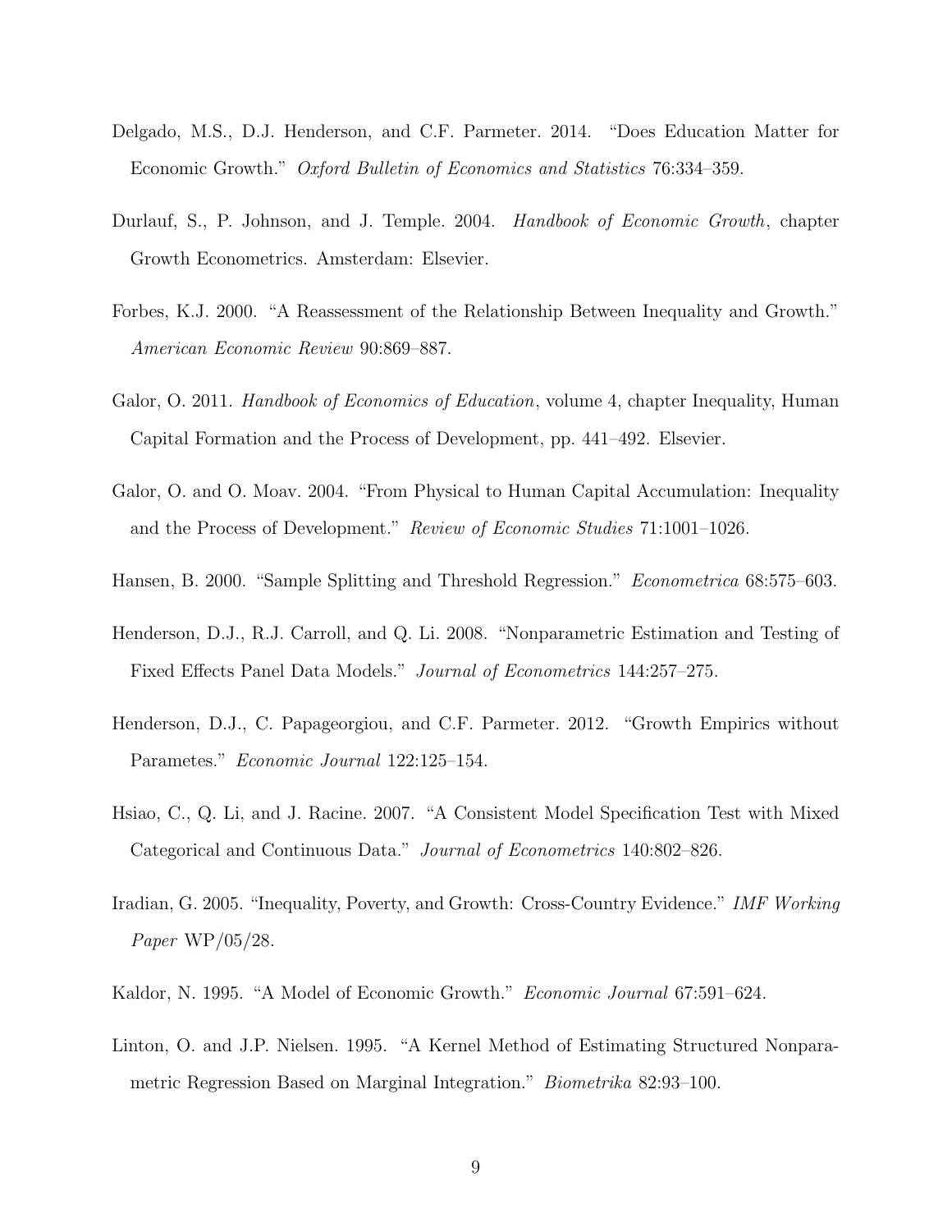Delgado, M.S., D.J. Henderson, and C.F. Parmeter. 2014. "Does Education Matter for Economic Growth." *Oxford Bulletin of Economics and Statistics* 76:334–359.

Durlauf, S., P. Johnson, and J. Temple. 2004. *Handbook of Economic Growth*, chapter Growth Econometrics. Amsterdam: Elsevier.

Forbes, K.J. 2000. "A Reassessment of the Relationship Between Inequality and Growth." *American Economic Review* 90:869–887.

Galor, O. 2011. *Handbook of Economics of Education*, volume 4, chapter Inequality, Human Capital Formation and the Process of Development, pp. 441–492. Elsevier.

Galor, O. and O. Moav. 2004. "From Physical to Human Capital Accumulation: Inequality and the Process of Development." *Review of Economic Studies* 71:1001–1026.

Hansen, B. 2000. "Sample Splitting and Threshold Regression." *Econometrica* 68:575–603.

Henderson, D.J., R.J. Carroll, and Q. Li. 2008. "Nonparametric Estimation and Testing of Fixed Effects Panel Data Models." *Journal of Econometrics* 144:257–275.

Henderson, D.J., C. Papageorgiou, and C.F. Parmeter. 2012. "Growth Empirics without Parametes." *Economic Journal* 122:125–154.

Hsiao, C., Q. Li, and J. Racine. 2007. "A Consistent Model Specification Test with Mixed Categorical and Continuous Data." *Journal of Econometrics* 140:802–826.

Iradian, G. 2005. "Inequality, Poverty, and Growth: Cross-Country Evidence." *IMF Working Paper* WP/05/28.

Kaldor, N. 1995. "A Model of Economic Growth." *Economic Journal* 67:591–624.

Linton, O. and J.P. Nielsen. 1995. "A Kernel Method of Estimating Structured Nonparametric Regression Based on Marginal Integration." *Biometrika* 82:93–100.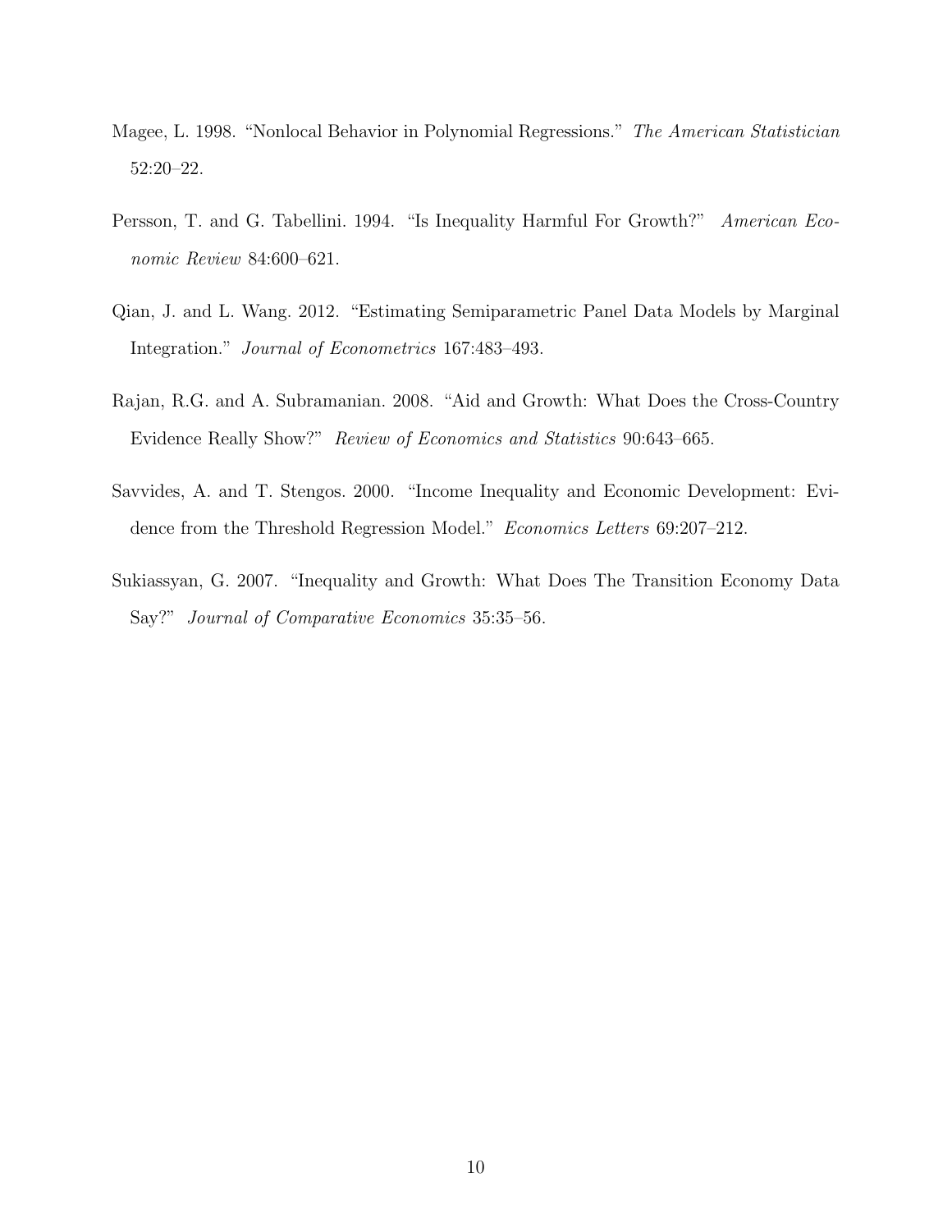Magee, L. 1998. "Nonlocal Behavior in Polynomial Regressions." *The American Statistician* 52:20–22.

Persson, T. and G. Tabellini. 1994. "Is Inequality Harmful For Growth?" *American Economic Review* 84:600–621.

Qian, J. and L. Wang. 2012. "Estimating Semiparametric Panel Data Models by Marginal Integration." *Journal of Econometrics* 167:483–493.

Rajan, R.G. and A. Subramanian. 2008. "Aid and Growth: What Does the Cross-Country Evidence Really Show?" *Review of Economics and Statistics* 90:643–665.

Savvides, A. and T. Stengos. 2000. "Income Inequality and Economic Development: Evidence from the Threshold Regression Model." *Economics Letters* 69:207–212.

Sukiassyan, G. 2007. "Inequality and Growth: What Does The Transition Economy Data Say?" *Journal of Comparative Economics* 35:35–56.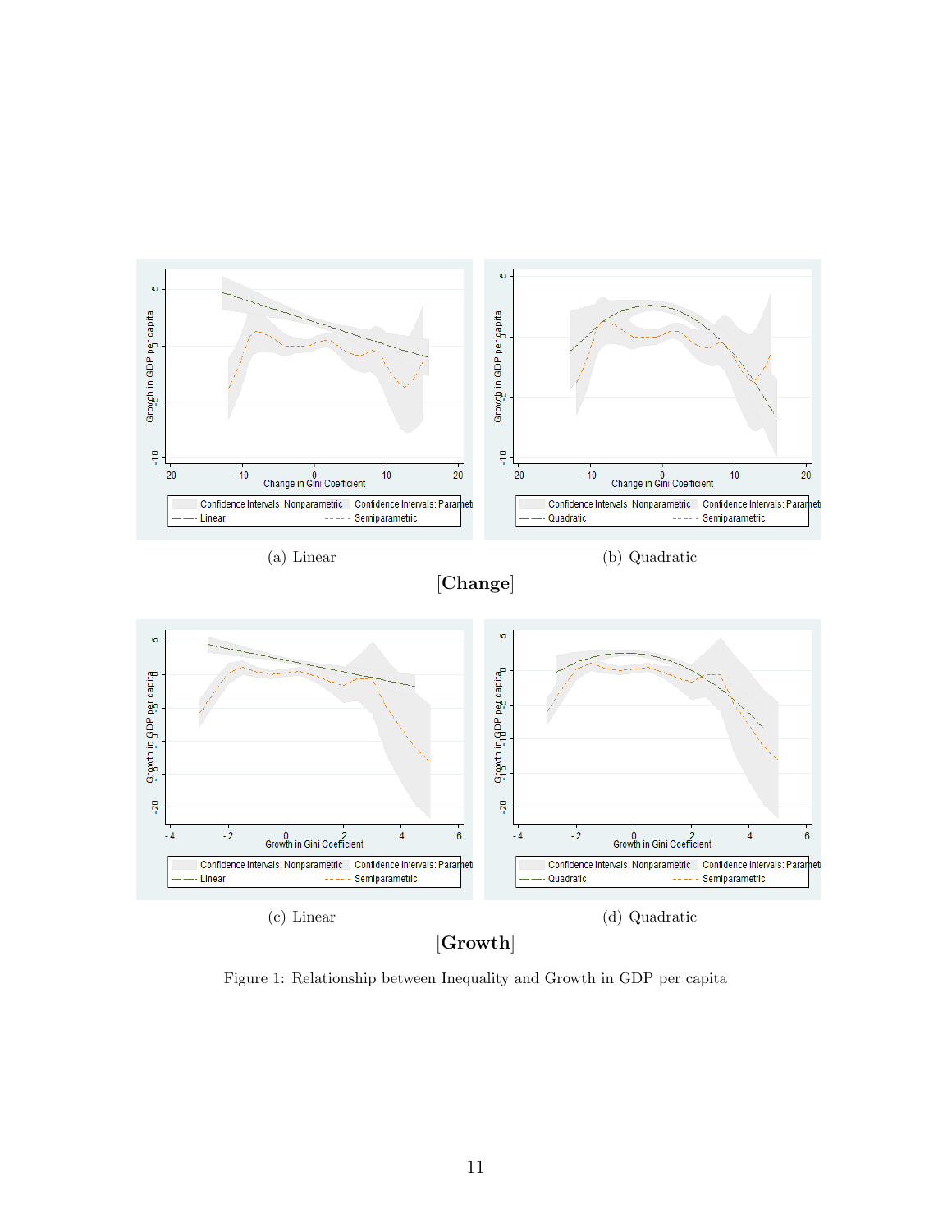Growth in GDP per capita

5

0

-5

-10

-20 -10 0 10 20

Change in Gini Coefficient

Confidence Intervals: Nonparametric — Confidence Intervals: Paramet

Linear — Semiparametric

(a) Linear

Growth in GDP per capita

5

0

-5

-10

-20 -10 0 10 20

Change in Gini Coefficient

Confidence Intervals: Nonparametric — Confidence Intervals: Paramet

Quadratic — Semiparametric

(b) Quadratic

[**Change**]

Growth in GDP per capita

5

0

-5

-10

-15

-20

-.4 -.2 0 .2 .4 .6

Growth in Gini Coefficient

Confidence Intervals: Nonparametric — Confidence Intervals: Paramet

Linear — Semiparametric

(c) Linear

Growth in GDP per capita

5

0

-5

-10

-15

-20

-.4 -.2 0 .2 .4 .6

Growth in Gini Coefficient

Confidence Intervals: Nonparametric — Confidence Intervals: Paramet

Quadratic — Semiparametric

(d) Quadratic

[**Growth**]

Figure 1: Relationship between Inequality and Growth in GDP per capita